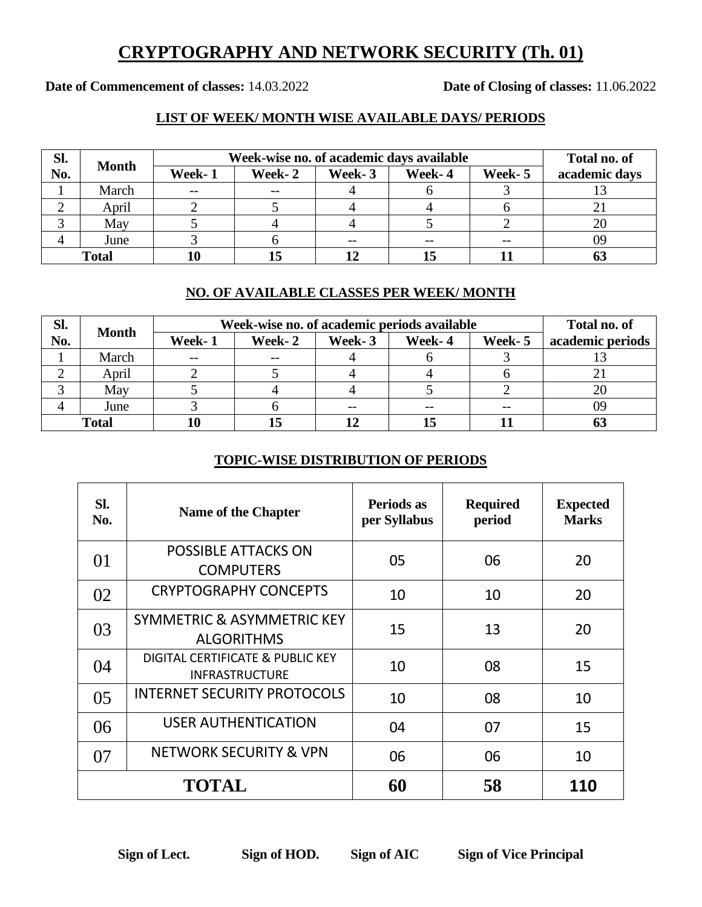# CRYPTOGRAPHY AND NETWORK SECURITY (Th. 01)

**Date of Commencement of classes:** 14.03.2022 **Date of Closing of classes:** 11.06.2022

## LIST OF WEEK/ MONTH WISE AVAILABLE DAYS/ PERIODS

| Sl. No. | Month | Week-wise no. of academic days available | | | | | Total no. of academic days |
|---|---|---|---|---|---|---|---|
| | | Week- 1 | Week- 2 | Week- 3 | Week- 4 | Week- 5 | |
| 1 | March | -- | -- | 4 | 6 | 3 | 13 |
| 2 | April | 2 | 5 | 4 | 4 | 6 | 21 |
| 3 | May | 5 | 4 | 4 | 5 | 2 | 20 |
| 4 | June | 3 | 6 | -- | -- | -- | 09 |
| **Total** | | **10** | **15** | **12** | **15** | **11** | **63** |

## NO. OF AVAILABLE CLASSES PER WEEK/ MONTH

| Sl. No. | Month | Week-wise no. of academic periods available | | | | | Total no. of academic periods |
|---|---|---|---|---|---|---|---|
| | | Week- 1 | Week- 2 | Week- 3 | Week- 4 | Week- 5 | |
| 1 | March | -- | -- | 4 | 6 | 3 | 13 |
| 2 | April | 2 | 5 | 4 | 4 | 6 | 21 |
| 3 | May | 5 | 4 | 4 | 5 | 2 | 20 |
| 4 | June | 3 | 6 | -- | -- | -- | 09 |
| **Total** | | **10** | **15** | **12** | **15** | **11** | **63** |

## TOPIC-WISE DISTRIBUTION OF PERIODS

| Sl. No. | Name of the Chapter | Periods as per Syllabus | Required period | Expected Marks |
|---|---|---|---|---|
| 01 | POSSIBLE ATTACKS ON COMPUTERS | 05 | 06 | 20 |
| 02 | CRYPTOGRAPHY CONCEPTS | 10 | 10 | 20 |
| 03 | SYMMETRIC & ASYMMETRIC KEY ALGORITHMS | 15 | 13 | 20 |
| 04 | DIGITAL CERTIFICATE & PUBLIC KEY INFRASTRUCTURE | 10 | 08 | 15 |
| 05 | INTERNET SECURITY PROTOCOLS | 10 | 08 | 10 |
| 06 | USER AUTHENTICATION | 04 | 07 | 15 |
| 07 | NETWORK SECURITY & VPN | 06 | 06 | 10 |
| **TOTAL** | | **60** | **58** | **110** |

**Sign of Lect.** **Sign of HOD.** **Sign of AIC** **Sign of Vice Principal**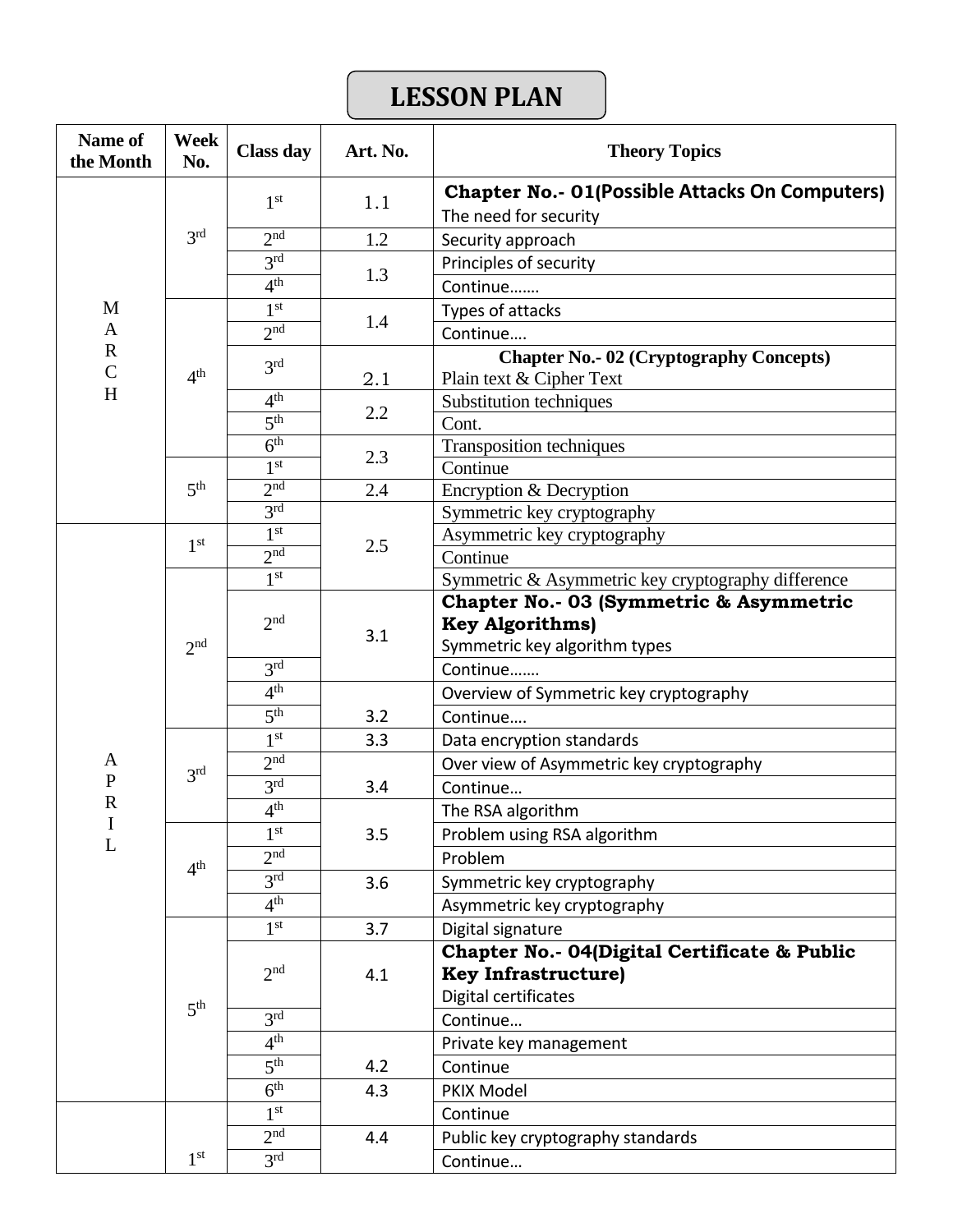# LESSON PLAN

| Name of the Month | Week No. | Class day | Art. No. | Theory Topics |
|---|---|---|---|---|
| MARCH | 3rd | 1st | 1.1 | **Chapter No.- 01(Possible Attacks On Computers)** The need for security |
| | | 2nd | 1.2 | Security approach |
| | | 3rd | 1.3 | Principles of security |
| | | 4th | | Continue……. |
| | 4th | 1st | 1.4 | Types of attacks |
| | | 2nd | | Continue…. |
| | | 3rd | 2.1 | **Chapter No.- 02 (Cryptography Concepts)** Plain text & Cipher Text |
| | | 4th | 2.2 | Substitution techniques |
| | | 5th | | Cont. |
| | | 6th | 2.3 | Transposition techniques |
| | 5th | 1st | | Continue |
| | | 2nd | 2.4 | Encryption & Decryption |
| | | 3rd | 2.5 | Symmetric key cryptography |
| APRIL | 1st | 1st | | Asymmetric key cryptography |
| | | 2nd | | Continue |
| | 2nd | 1st | | Symmetric & Asymmetric key cryptography difference |
| | | 2nd | 3.1 | **Chapter No.- 03 (Symmetric & Asymmetric Key Algorithms)** Symmetric key algorithm types |
| | | 3rd | | Continue……. |
| | | 4th | 3.2 | Overview of Symmetric key cryptography |
| | | 5th | | Continue…. |
| | 3rd | 1st | 3.3 | Data encryption standards |
| | | 2nd | 3.4 | Over view of Asymmetric key cryptography |
| | | 3rd | | Continue… |
| | | 4th | 3.5 | The RSA algorithm |
| | 4th | 1st | | Problem using RSA algorithm |
| | | 2nd | | Problem |
| | | 3rd | 3.6 | Symmetric key cryptography |
| | | 4th | | Asymmetric key cryptography |
| | 5th | 1st | 3.7 | Digital signature |
| | | 2nd | 4.1 | **Chapter No.- 04(Digital Certificate & Public Key Infrastructure)** Digital certificates |
| | | 3rd | | Continue… |
| | | 4th | 4.2 | Private key management |
| | | 5th | | Continue |
| | | 6th | 4.3 | PKIX Model |
| | 1st | 1st | | Continue |
| | | 2nd | 4.4 | Public key cryptography standards |
| | | 3rd | | Continue… |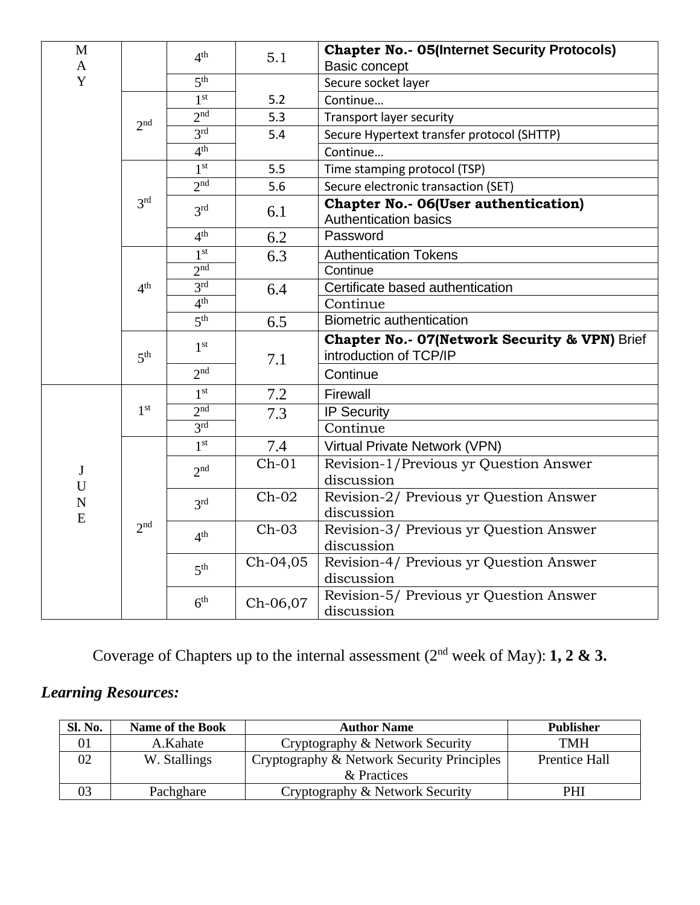| | | | | |
|---|---|---|---|---|
| MAY | | 4th | 5.1 | **Chapter No.- 05(Internet Security Protocols)** Basic concept |
| | | 5th | | Secure socket layer |
| | 2nd | 1st | 5.2 | Continue… |
| | | 2nd | 5.3 | Transport layer security |
| | | 3rd | 5.4 | Secure Hypertext transfer protocol (SHTTP) |
| | | 4th | | Continue… |
| | 3rd | 1st | 5.5 | Time stamping protocol (TSP) |
| | | 2nd | 5.6 | Secure electronic transaction (SET) |
| | | 3rd | 6.1 | **Chapter No.- 06(User authentication)** Authentication basics |
| | | 4th | 6.2 | Password |
| | 4th | 1st | 6.3 | Authentication Tokens |
| | | 2nd | | Continue |
| | | 3rd | 6.4 | Certificate based authentication |
| | | 4th | | Continue |
| | | 5th | 6.5 | Biometric authentication |
| | 5th | 1st | 7.1 | **Chapter No.- 07(Network Security & VPN)** Brief introduction of TCP/IP |
| | | 2nd | | Continue |
| JUNE | 1st | 1st | 7.2 | Firewall |
| | | 2nd | 7.3 | IP Security |
| | | 3rd | | Continue |
| | 2nd | 1st | 7.4 | Virtual Private Network (VPN) |
| | | 2nd | Ch-01 | Revision-1/Previous yr Question Answer discussion |
| | | 3rd | Ch-02 | Revision-2/ Previous yr Question Answer discussion |
| | | 4th | Ch-03 | Revision-3/ Previous yr Question Answer discussion |
| | | 5th | Ch-04,05 | Revision-4/ Previous yr Question Answer discussion |
| | | 6th | Ch-06,07 | Revision-5/ Previous yr Question Answer discussion |

Coverage of Chapters up to the internal assessment (2nd week of May): **1, 2 & 3.**

***Learning Resources:***

| Sl. No. | Name of the Book | Author Name | Publisher |
|---|---|---|---|
| 01 | A.Kahate | Cryptography & Network Security | TMH |
| 02 | W. Stallings | Cryptography & Network Security Principles & Practices | Prentice Hall |
| 03 | Pachghare | Cryptography & Network Security | PHI |